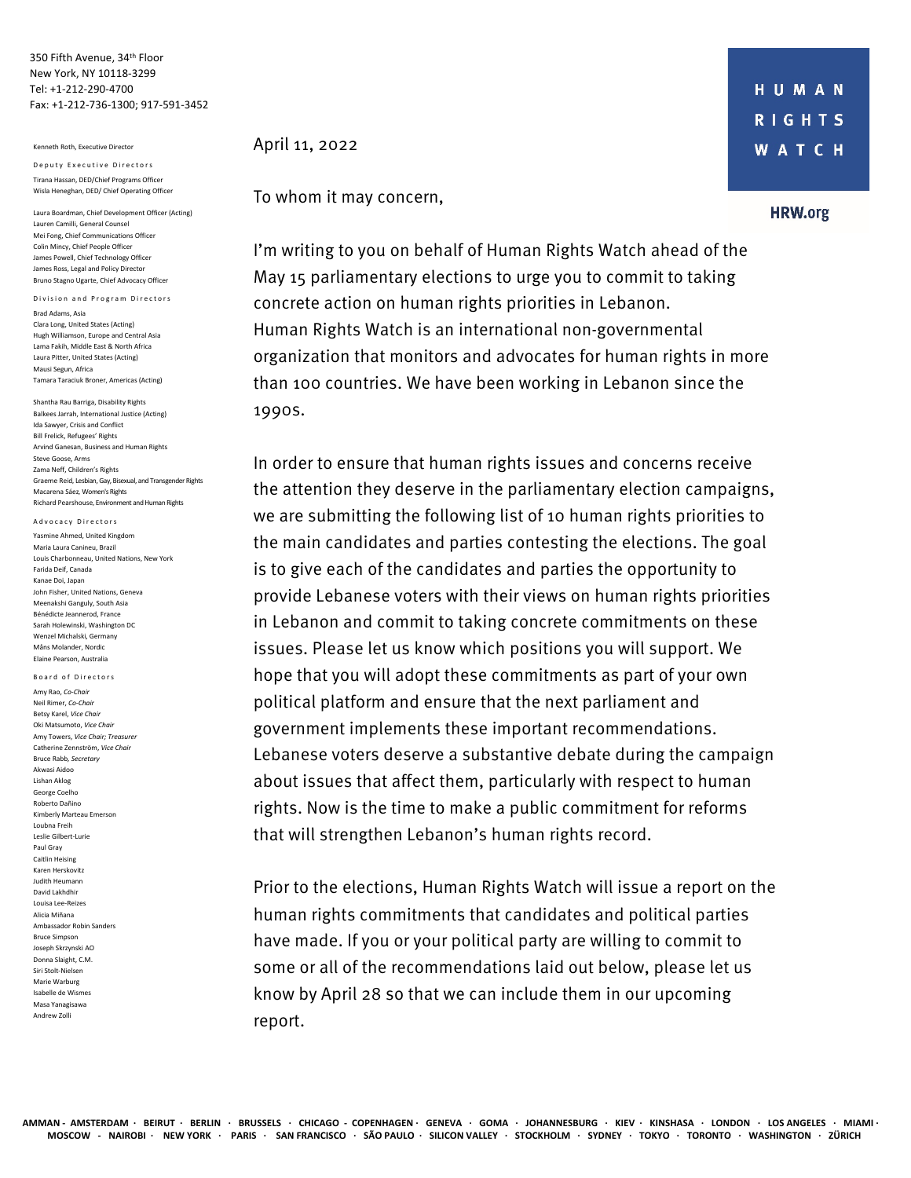350 Fifth Avenue, 34th Floor
New York, NY 10118-3299
Tel: +1-212-290-4700
Fax: +1-212-736-1300; 917-591-3452

Kenneth Roth, Executive Director

**Deputy Executive Directors**
Tirana Hassan, DED/Chief Programs Officer
Wisla Heneghan, DED/ Chief Operating Officer

Laura Boardman, Chief Development Officer (Acting)
Lauren Camilli, General Counsel
Mei Fong, Chief Communications Officer
Colin Mincy, Chief People Officer
James Powell, Chief Technology Officer
James Ross, Legal and Policy Director
Bruno Stagno Ugarte, Chief Advocacy Officer

**Division and Program Directors**
Brad Adams, Asia
Clara Long, United States (Acting)
Hugh Williamson, Europe and Central Asia
Lama Fakih, Middle East & North Africa
Laura Pitter, United States (Acting)
Mausi Segun, Africa
Tamara Taraciuk Broner, Americas (Acting)

Shantha Rau Barriga, Disability Rights
Balkees Jarrah, International Justice (Acting)
Ida Sawyer, Crisis and Conflict
Bill Frelick, Refugees' Rights
Arvind Ganesan, Business and Human Rights
Steve Goose, Arms
Zama Neff, Children's Rights
Graeme Reid, Lesbian, Gay, Bisexual, and Transgender Rights
Macarena Sáez, Women's Rights
Richard Pearshouse, Environment and Human Rights

**Advocacy Directors**
Yasmine Ahmed, United Kingdom
Maria Laura Canineu, Brazil
Louis Charbonneau, United Nations, New York
Farida Deif, Canada
Kanae Doi, Japan
John Fisher, United Nations, Geneva
Meenakshi Ganguly, South Asia
Bénédicte Jeannerod, France
Sarah Holewinski, Washington DC
Wenzel Michalski, Germany
Måns Molander, Nordic
Elaine Pearson, Australia

**Board of Directors**
Amy Rao, *Co-Chair*
Neil Rimer, *Co-Chair*
Betsy Karel, *Vice Chair*
Oki Matsumoto, *Vice Chair*
Amy Towers, *Vice Chair; Treasurer*
Catherine Zennström, *Vice Chair*
Bruce Rabb, *Secretary*
Akwasi Aidoo
Lishan Aklog
George Coelho
Roberto Dañino
Kimberly Marteau Emerson
Loubna Freih
Leslie Gilbert-Lurie
Paul Gray
Caitlin Heising
Karen Herskovitz
Judith Heumann
David Lakhdhir
Louisa Lee-Reizes
Alicia Miñana
Ambassador Robin Sanders
Bruce Simpson
Joseph Skrzynski AO
Donna Slaight, C.M.
Siri Stolt-Nielsen
Marie Warburg
Isabelle de Wismes
Masa Yanagisawa
Andrew Zolli

**HUMAN RIGHTS WATCH**

HRW.org

April 11, 2022

To whom it may concern,

I'm writing to you on behalf of Human Rights Watch ahead of the May 15 parliamentary elections to urge you to commit to taking concrete action on human rights priorities in Lebanon. Human Rights Watch is an international non-governmental organization that monitors and advocates for human rights in more than 100 countries. We have been working in Lebanon since the 1990s.

In order to ensure that human rights issues and concerns receive the attention they deserve in the parliamentary election campaigns, we are submitting the following list of 10 human rights priorities to the main candidates and parties contesting the elections. The goal is to give each of the candidates and parties the opportunity to provide Lebanese voters with their views on human rights priorities in Lebanon and commit to taking concrete commitments on these issues. Please let us know which positions you will support. We hope that you will adopt these commitments as part of your own political platform and ensure that the next parliament and government implements these important recommendations. Lebanese voters deserve a substantive debate during the campaign about issues that affect them, particularly with respect to human rights. Now is the time to make a public commitment for reforms that will strengthen Lebanon's human rights record.

Prior to the elections, Human Rights Watch will issue a report on the human rights commitments that candidates and political parties have made. If you or your political party are willing to commit to some or all of the recommendations laid out below, please let us know by April 28 so that we can include them in our upcoming report.

AMMAN - AMSTERDAM · BEIRUT · BERLIN · BRUSSELS · CHICAGO - COPENHAGEN · GENEVA · GOMA · JOHANNESBURG · KIEV · KINSHASA · LONDON · LOS ANGELES · MIAMI · MOSCOW - NAIROBI · NEW YORK · PARIS · SAN FRANCISCO · SÃO PAULO · SILICON VALLEY · STOCKHOLM · SYDNEY · TOKYO · TORONTO · WASHINGTON · ZÜRICH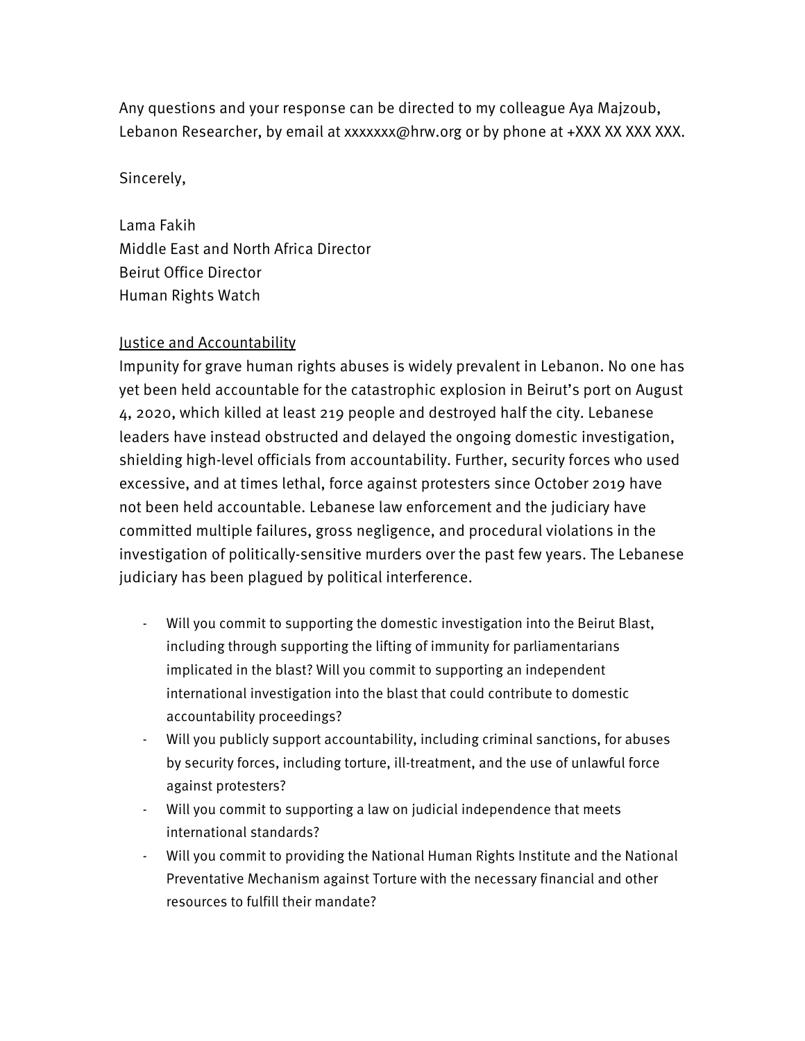Any questions and your response can be directed to my colleague Aya Majzoub, Lebanon Researcher, by email at xxxxxxx@hrw.org or by phone at +XXX XX XXX XXX.

Sincerely,

Lama Fakih  
Middle East and North Africa Director  
Beirut Office Director  
Human Rights Watch

<u>Justice and Accountability</u>

Impunity for grave human rights abuses is widely prevalent in Lebanon. No one has yet been held accountable for the catastrophic explosion in Beirut's port on August 4, 2020, which killed at least 219 people and destroyed half the city. Lebanese leaders have instead obstructed and delayed the ongoing domestic investigation, shielding high-level officials from accountability. Further, security forces who used excessive, and at times lethal, force against protesters since October 2019 have not been held accountable. Lebanese law enforcement and the judiciary have committed multiple failures, gross negligence, and procedural violations in the investigation of politically-sensitive murders over the past few years. The Lebanese judiciary has been plagued by political interference.

- Will you commit to supporting the domestic investigation into the Beirut Blast, including through supporting the lifting of immunity for parliamentarians implicated in the blast? Will you commit to supporting an independent international investigation into the blast that could contribute to domestic accountability proceedings?
- Will you publicly support accountability, including criminal sanctions, for abuses by security forces, including torture, ill-treatment, and the use of unlawful force against protesters?
- Will you commit to supporting a law on judicial independence that meets international standards?
- Will you commit to providing the National Human Rights Institute and the National Preventative Mechanism against Torture with the necessary financial and other resources to fulfill their mandate?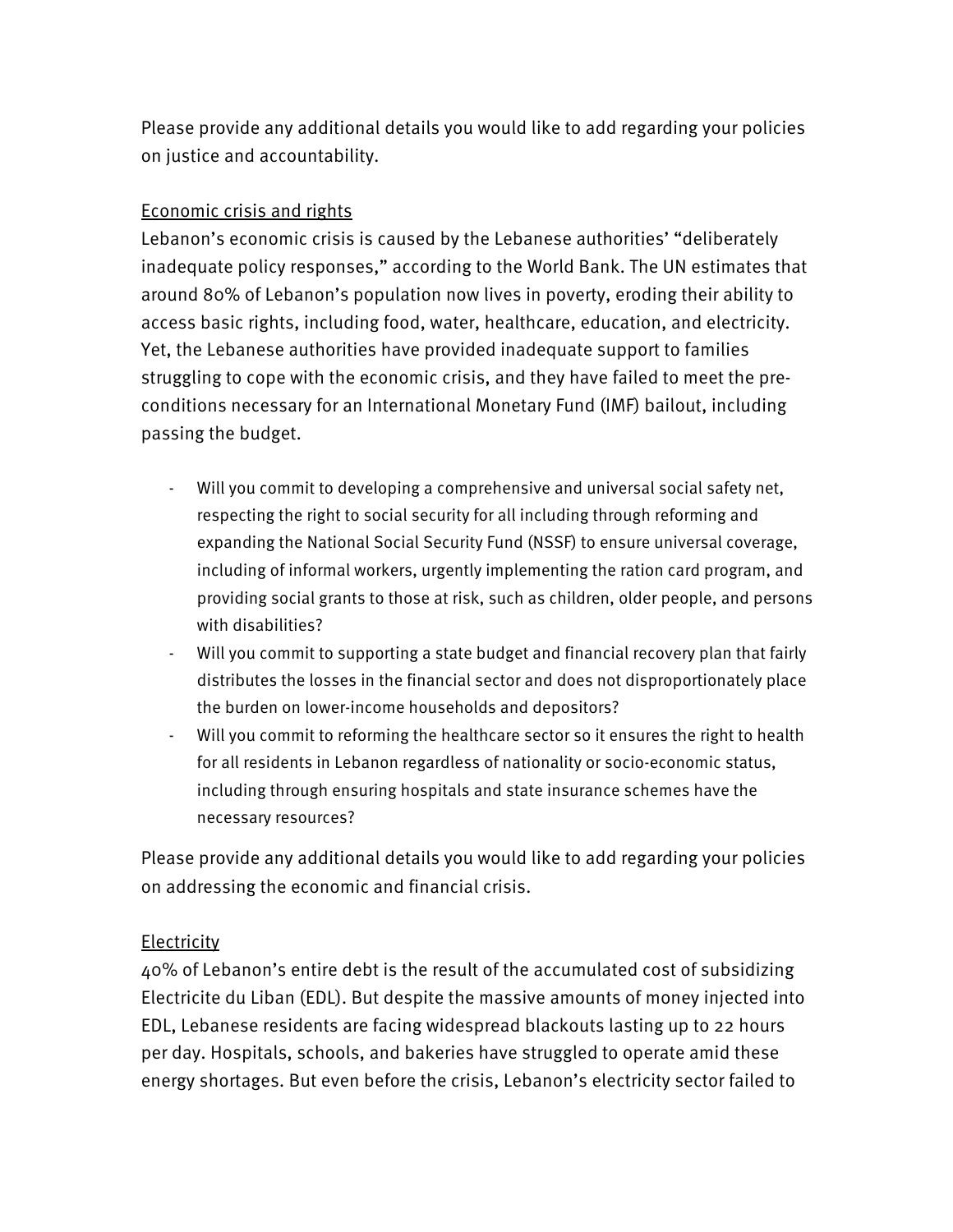Please provide any additional details you would like to add regarding your policies on justice and accountability.

<u>Economic crisis and rights</u>

Lebanon's economic crisis is caused by the Lebanese authorities' "deliberately inadequate policy responses," according to the World Bank. The UN estimates that around 80% of Lebanon's population now lives in poverty, eroding their ability to access basic rights, including food, water, healthcare, education, and electricity. Yet, the Lebanese authorities have provided inadequate support to families struggling to cope with the economic crisis, and they have failed to meet the pre-conditions necessary for an International Monetary Fund (IMF) bailout, including passing the budget.

- Will you commit to developing a comprehensive and universal social safety net, respecting the right to social security for all including through reforming and expanding the National Social Security Fund (NSSF) to ensure universal coverage, including of informal workers, urgently implementing the ration card program, and providing social grants to those at risk, such as children, older people, and persons with disabilities?
- Will you commit to supporting a state budget and financial recovery plan that fairly distributes the losses in the financial sector and does not disproportionately place the burden on lower-income households and depositors?
- Will you commit to reforming the healthcare sector so it ensures the right to health for all residents in Lebanon regardless of nationality or socio-economic status, including through ensuring hospitals and state insurance schemes have the necessary resources?

Please provide any additional details you would like to add regarding your policies on addressing the economic and financial crisis.

<u>Electricity</u>

40% of Lebanon's entire debt is the result of the accumulated cost of subsidizing Electricite du Liban (EDL). But despite the massive amounts of money injected into EDL, Lebanese residents are facing widespread blackouts lasting up to 22 hours per day. Hospitals, schools, and bakeries have struggled to operate amid these energy shortages. But even before the crisis, Lebanon's electricity sector failed to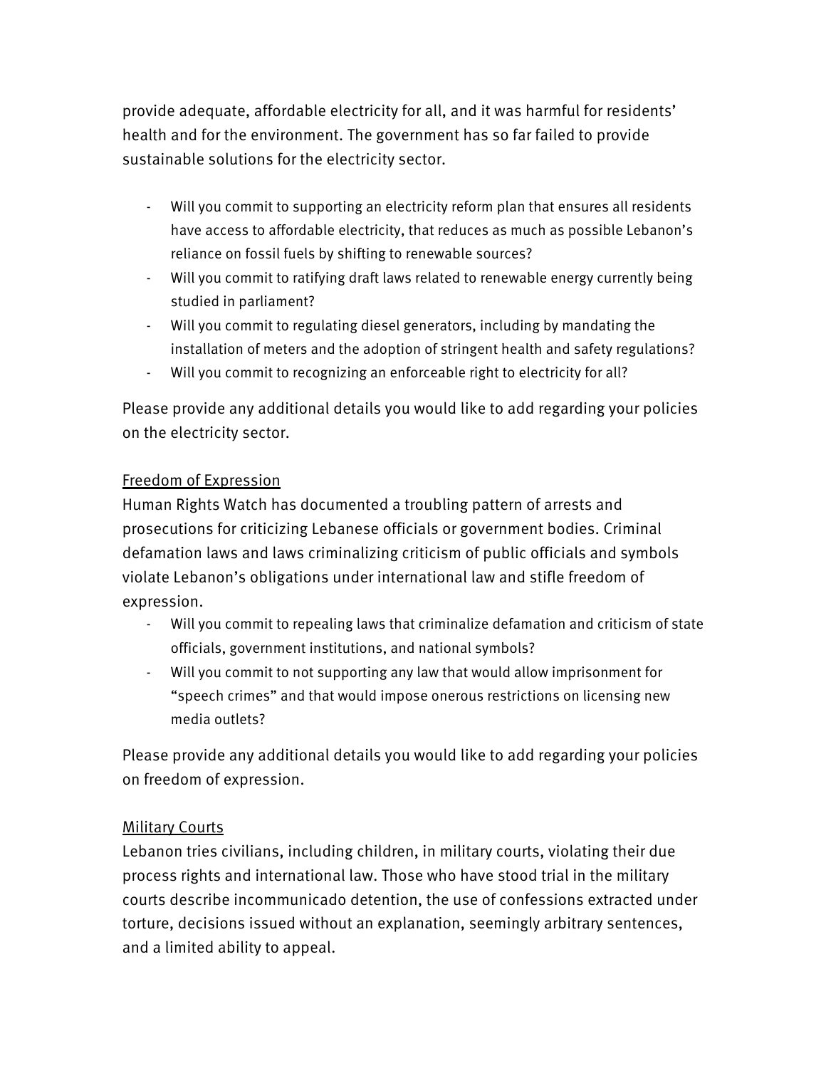provide adequate, affordable electricity for all, and it was harmful for residents' health and for the environment. The government has so far failed to provide sustainable solutions for the electricity sector.

- Will you commit to supporting an electricity reform plan that ensures all residents have access to affordable electricity, that reduces as much as possible Lebanon's reliance on fossil fuels by shifting to renewable sources?
- Will you commit to ratifying draft laws related to renewable energy currently being studied in parliament?
- Will you commit to regulating diesel generators, including by mandating the installation of meters and the adoption of stringent health and safety regulations?
- Will you commit to recognizing an enforceable right to electricity for all?

Please provide any additional details you would like to add regarding your policies on the electricity sector.

<u>Freedom of Expression</u>

Human Rights Watch has documented a troubling pattern of arrests and prosecutions for criticizing Lebanese officials or government bodies. Criminal defamation laws and laws criminalizing criticism of public officials and symbols violate Lebanon's obligations under international law and stifle freedom of expression.

- Will you commit to repealing laws that criminalize defamation and criticism of state officials, government institutions, and national symbols?
- Will you commit to not supporting any law that would allow imprisonment for "speech crimes" and that would impose onerous restrictions on licensing new media outlets?

Please provide any additional details you would like to add regarding your policies on freedom of expression.

<u>Military Courts</u>

Lebanon tries civilians, including children, in military courts, violating their due process rights and international law. Those who have stood trial in the military courts describe incommunicado detention, the use of confessions extracted under torture, decisions issued without an explanation, seemingly arbitrary sentences, and a limited ability to appeal.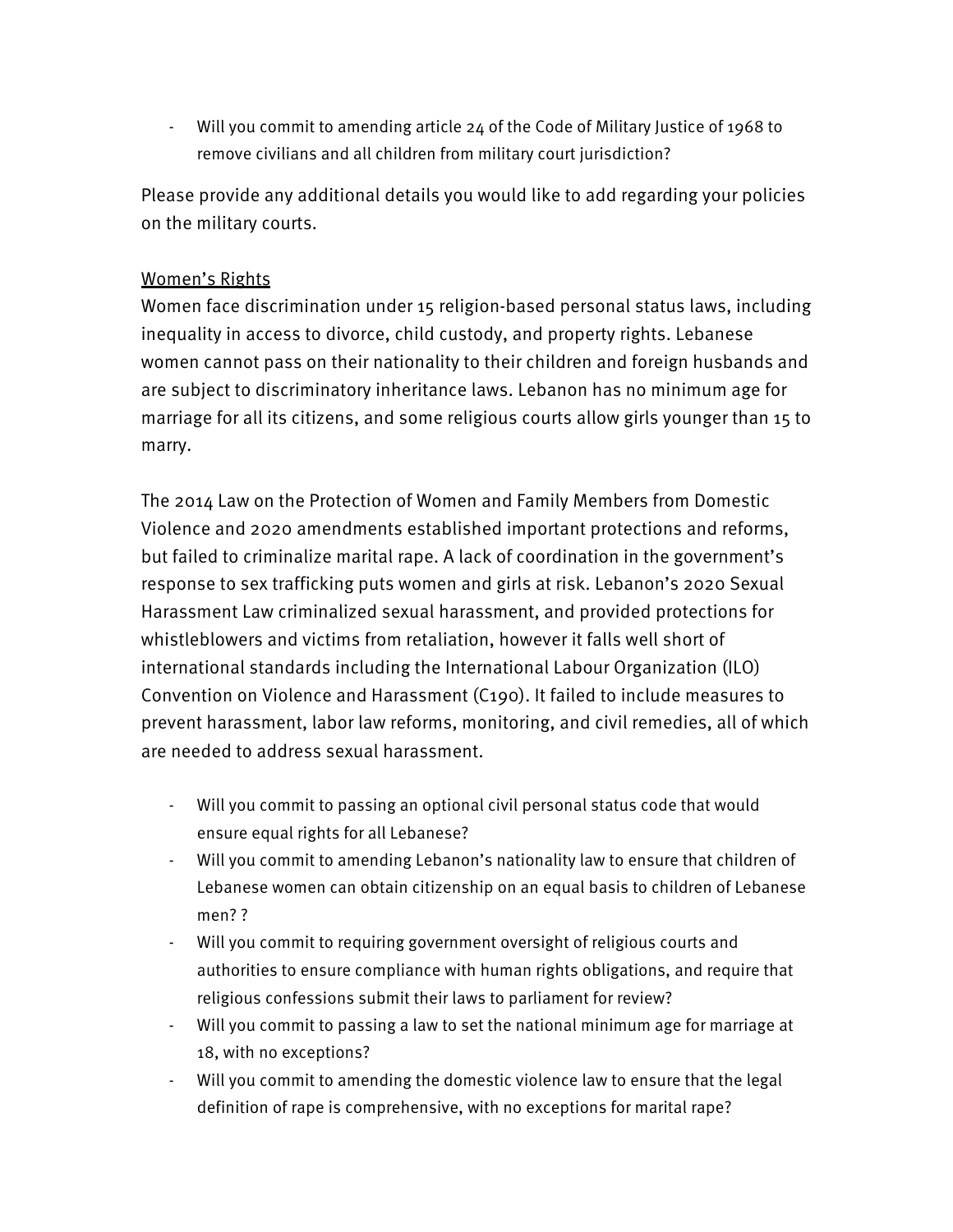- Will you commit to amending article 24 of the Code of Military Justice of 1968 to remove civilians and all children from military court jurisdiction?

Please provide any additional details you would like to add regarding your policies on the military courts.

<u>Women's Rights</u>

Women face discrimination under 15 religion-based personal status laws, including inequality in access to divorce, child custody, and property rights. Lebanese women cannot pass on their nationality to their children and foreign husbands and are subject to discriminatory inheritance laws. Lebanon has no minimum age for marriage for all its citizens, and some religious courts allow girls younger than 15 to marry.

The 2014 Law on the Protection of Women and Family Members from Domestic Violence and 2020 amendments established important protections and reforms, but failed to criminalize marital rape. A lack of coordination in the government's response to sex trafficking puts women and girls at risk. Lebanon's 2020 Sexual Harassment Law criminalized sexual harassment, and provided protections for whistleblowers and victims from retaliation, however it falls well short of international standards including the International Labour Organization (ILO) Convention on Violence and Harassment (C190). It failed to include measures to prevent harassment, labor law reforms, monitoring, and civil remedies, all of which are needed to address sexual harassment.

- Will you commit to passing an optional civil personal status code that would ensure equal rights for all Lebanese?
- Will you commit to amending Lebanon's nationality law to ensure that children of Lebanese women can obtain citizenship on an equal basis to children of Lebanese men? ?
- Will you commit to requiring government oversight of religious courts and authorities to ensure compliance with human rights obligations, and require that religious confessions submit their laws to parliament for review?
- Will you commit to passing a law to set the national minimum age for marriage at 18, with no exceptions?
- Will you commit to amending the domestic violence law to ensure that the legal definition of rape is comprehensive, with no exceptions for marital rape?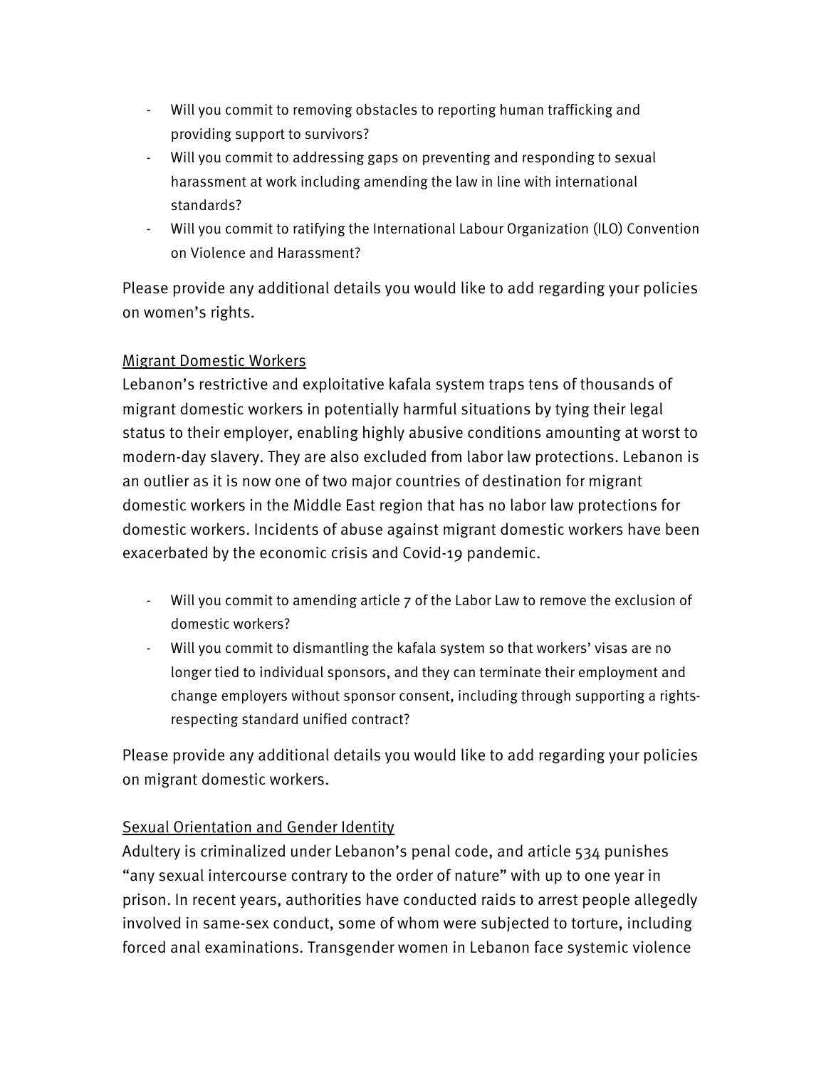- Will you commit to removing obstacles to reporting human trafficking and providing support to survivors?
- Will you commit to addressing gaps on preventing and responding to sexual harassment at work including amending the law in line with international standards?
- Will you commit to ratifying the International Labour Organization (ILO) Convention on Violence and Harassment?

Please provide any additional details you would like to add regarding your policies on women's rights.

<u>Migrant Domestic Workers</u>

Lebanon's restrictive and exploitative kafala system traps tens of thousands of migrant domestic workers in potentially harmful situations by tying their legal status to their employer, enabling highly abusive conditions amounting at worst to modern-day slavery. They are also excluded from labor law protections. Lebanon is an outlier as it is now one of two major countries of destination for migrant domestic workers in the Middle East region that has no labor law protections for domestic workers. Incidents of abuse against migrant domestic workers have been exacerbated by the economic crisis and Covid-19 pandemic.

- Will you commit to amending article 7 of the Labor Law to remove the exclusion of domestic workers?
- Will you commit to dismantling the kafala system so that workers' visas are no longer tied to individual sponsors, and they can terminate their employment and change employers without sponsor consent, including through supporting a rights-respecting standard unified contract?

Please provide any additional details you would like to add regarding your policies on migrant domestic workers.

<u>Sexual Orientation and Gender Identity</u>

Adultery is criminalized under Lebanon's penal code, and article 534 punishes "any sexual intercourse contrary to the order of nature" with up to one year in prison. In recent years, authorities have conducted raids to arrest people allegedly involved in same-sex conduct, some of whom were subjected to torture, including forced anal examinations. Transgender women in Lebanon face systemic violence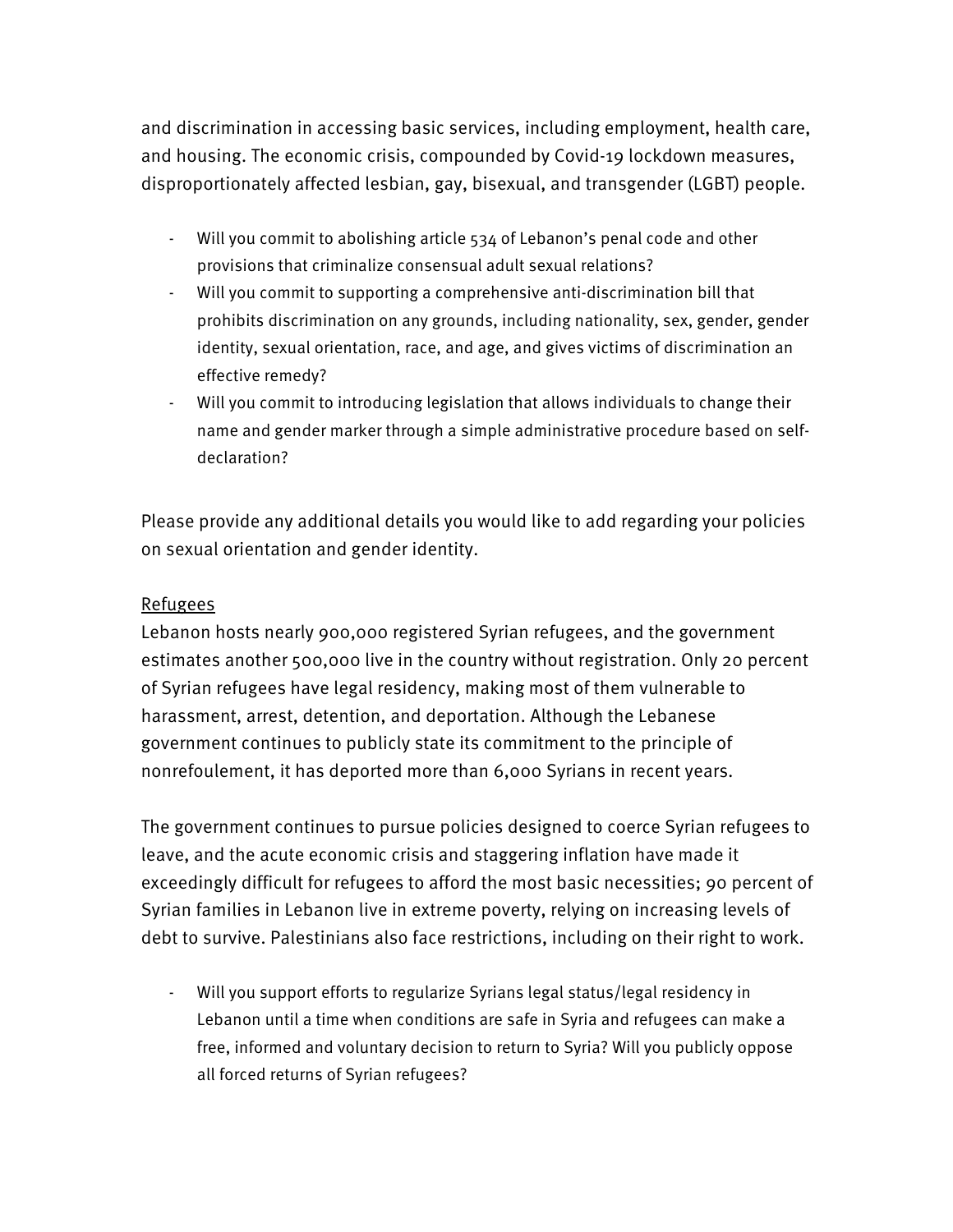and discrimination in accessing basic services, including employment, health care, and housing. The economic crisis, compounded by Covid-19 lockdown measures, disproportionately affected lesbian, gay, bisexual, and transgender (LGBT) people.

- Will you commit to abolishing article 534 of Lebanon's penal code and other provisions that criminalize consensual adult sexual relations?
- Will you commit to supporting a comprehensive anti-discrimination bill that prohibits discrimination on any grounds, including nationality, sex, gender, gender identity, sexual orientation, race, and age, and gives victims of discrimination an effective remedy?
- Will you commit to introducing legislation that allows individuals to change their name and gender marker through a simple administrative procedure based on self-declaration?

Please provide any additional details you would like to add regarding your policies on sexual orientation and gender identity.

<u>Refugees</u>

Lebanon hosts nearly 900,000 registered Syrian refugees, and the government estimates another 500,000 live in the country without registration. Only 20 percent of Syrian refugees have legal residency, making most of them vulnerable to harassment, arrest, detention, and deportation. Although the Lebanese government continues to publicly state its commitment to the principle of nonrefoulement, it has deported more than 6,000 Syrians in recent years.

The government continues to pursue policies designed to coerce Syrian refugees to leave, and the acute economic crisis and staggering inflation have made it exceedingly difficult for refugees to afford the most basic necessities; 90 percent of Syrian families in Lebanon live in extreme poverty, relying on increasing levels of debt to survive. Palestinians also face restrictions, including on their right to work.

- Will you support efforts to regularize Syrians legal status/legal residency in Lebanon until a time when conditions are safe in Syria and refugees can make a free, informed and voluntary decision to return to Syria? Will you publicly oppose all forced returns of Syrian refugees?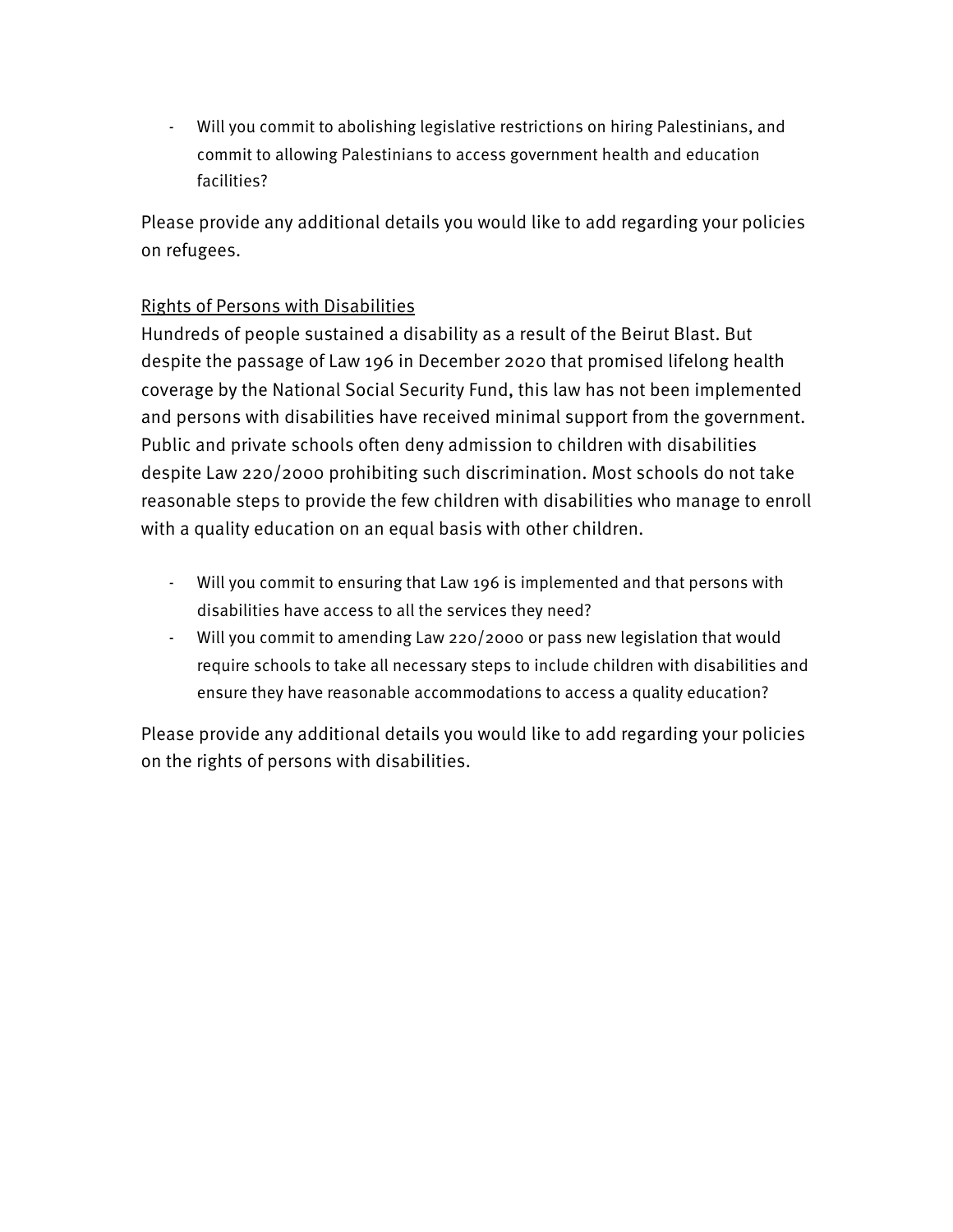- Will you commit to abolishing legislative restrictions on hiring Palestinians, and commit to allowing Palestinians to access government health and education facilities?

Please provide any additional details you would like to add regarding your policies on refugees.

<u>Rights of Persons with Disabilities</u>

Hundreds of people sustained a disability as a result of the Beirut Blast. But despite the passage of Law 196 in December 2020 that promised lifelong health coverage by the National Social Security Fund, this law has not been implemented and persons with disabilities have received minimal support from the government. Public and private schools often deny admission to children with disabilities despite Law 220/2000 prohibiting such discrimination. Most schools do not take reasonable steps to provide the few children with disabilities who manage to enroll with a quality education on an equal basis with other children.

- Will you commit to ensuring that Law 196 is implemented and that persons with disabilities have access to all the services they need?
- Will you commit to amending Law 220/2000 or pass new legislation that would require schools to take all necessary steps to include children with disabilities and ensure they have reasonable accommodations to access a quality education?

Please provide any additional details you would like to add regarding your policies on the rights of persons with disabilities.